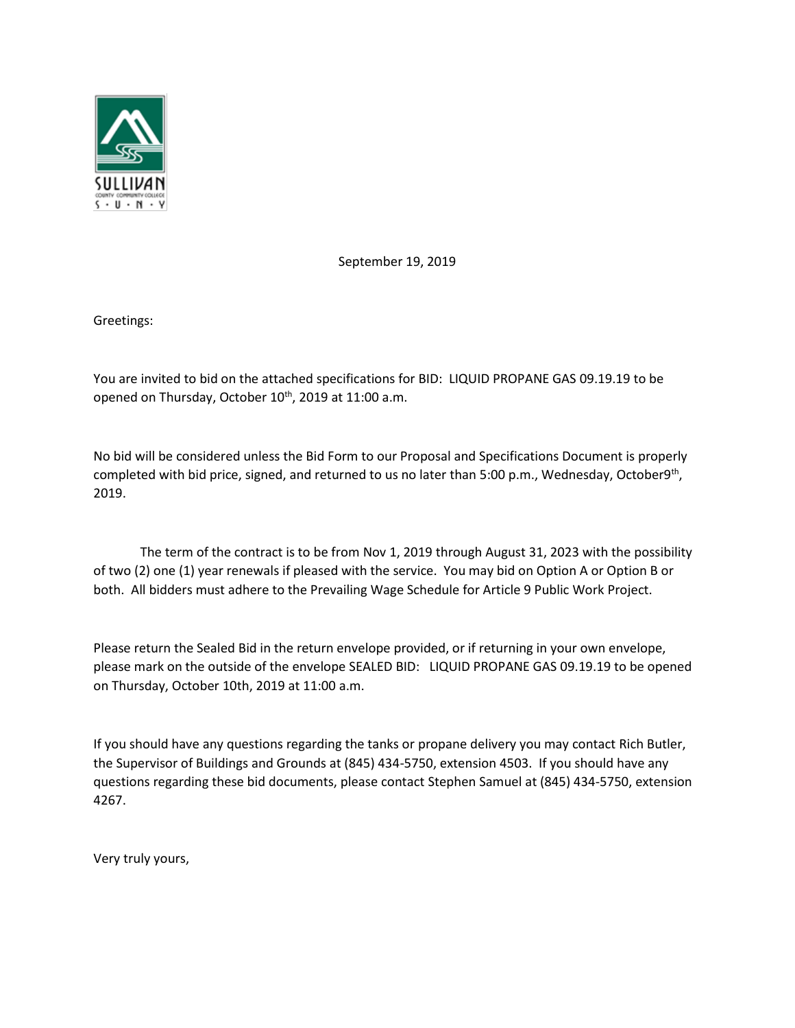SULLIVAN
COUNTY COMMUNITY COLLEGE
S • U • N • Y

September 19, 2019

Greetings:

You are invited to bid on the attached specifications for BID: LIQUID PROPANE GAS 09.19.19 to be opened on Thursday, October 10th, 2019 at 11:00 a.m.

No bid will be considered unless the Bid Form to our Proposal and Specifications Document is properly completed with bid price, signed, and returned to us no later than 5:00 p.m., Wednesday, October9th, 2019.

The term of the contract is to be from Nov 1, 2019 through August 31, 2023 with the possibility of two (2) one (1) year renewals if pleased with the service. You may bid on Option A or Option B or both. All bidders must adhere to the Prevailing Wage Schedule for Article 9 Public Work Project.

Please return the Sealed Bid in the return envelope provided, or if returning in your own envelope, please mark on the outside of the envelope SEALED BID: LIQUID PROPANE GAS 09.19.19 to be opened on Thursday, October 10th, 2019 at 11:00 a.m.

If you should have any questions regarding the tanks or propane delivery you may contact Rich Butler, the Supervisor of Buildings and Grounds at (845) 434-5750, extension 4503. If you should have any questions regarding these bid documents, please contact Stephen Samuel at (845) 434-5750, extension 4267.

Very truly yours,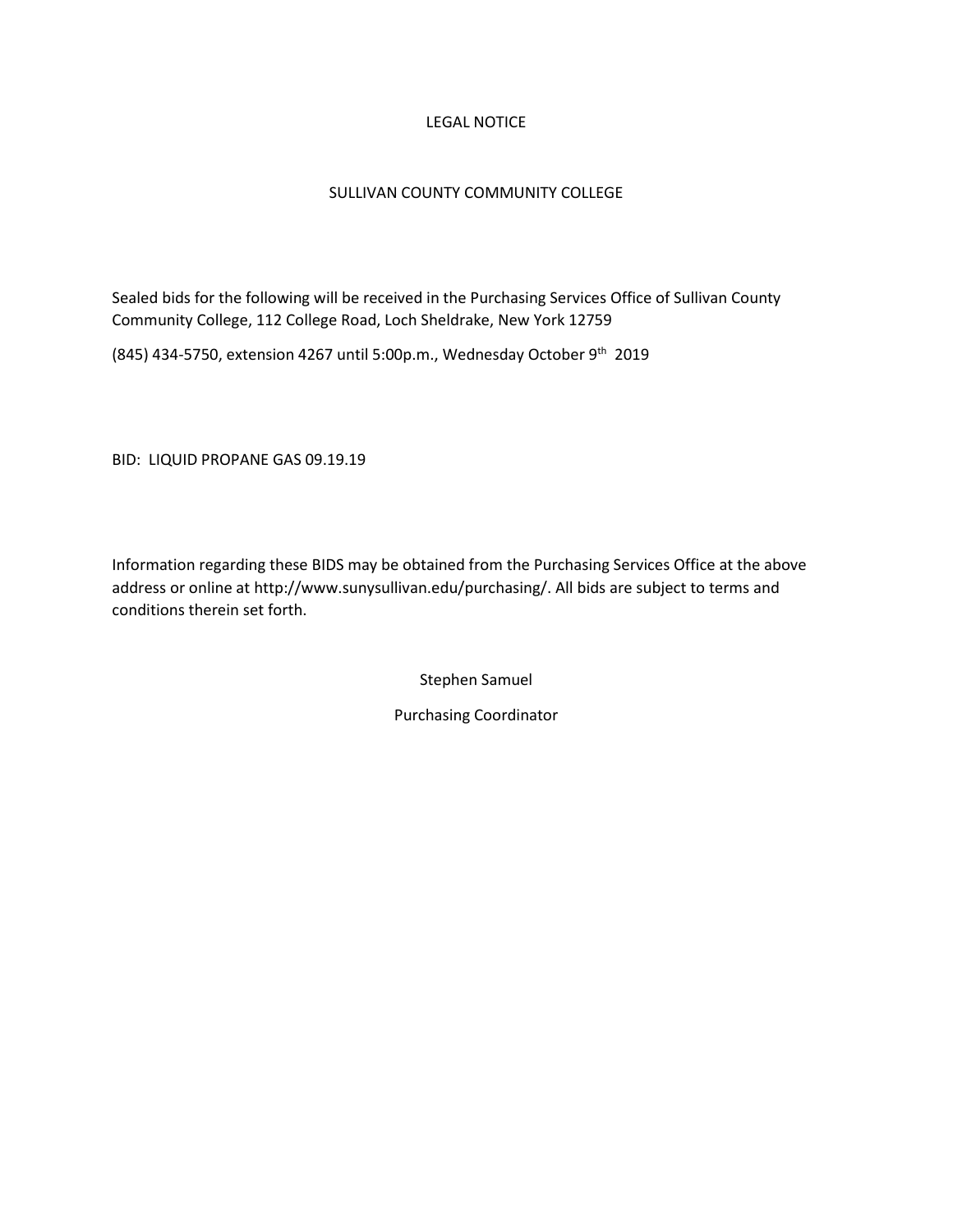# LEGAL NOTICE

## SULLIVAN COUNTY COMMUNITY COLLEGE

Sealed bids for the following will be received in the Purchasing Services Office of Sullivan County Community College, 112 College Road, Loch Sheldrake, New York 12759

(845) 434-5750, extension 4267 until 5:00p.m., Wednesday October 9th 2019

BID: LIQUID PROPANE GAS 09.19.19

Information regarding these BIDS may be obtained from the Purchasing Services Office at the above address or online at http://www.sunysullivan.edu/purchasing/. All bids are subject to terms and conditions therein set forth.

Stephen Samuel

Purchasing Coordinator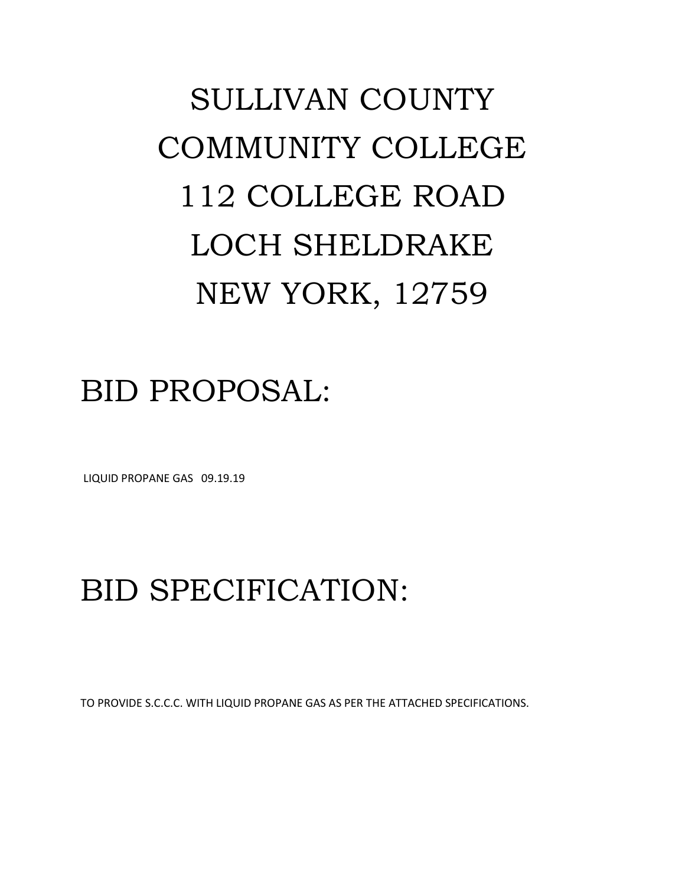# SULLIVAN COUNTY COMMUNITY COLLEGE 112 COLLEGE ROAD LOCH SHELDRAKE NEW YORK, 12759

## BID PROPOSAL:

LIQUID PROPANE GAS 09.19.19

## BID SPECIFICATION:

TO PROVIDE S.C.C.C. WITH LIQUID PROPANE GAS AS PER THE ATTACHED SPECIFICATIONS.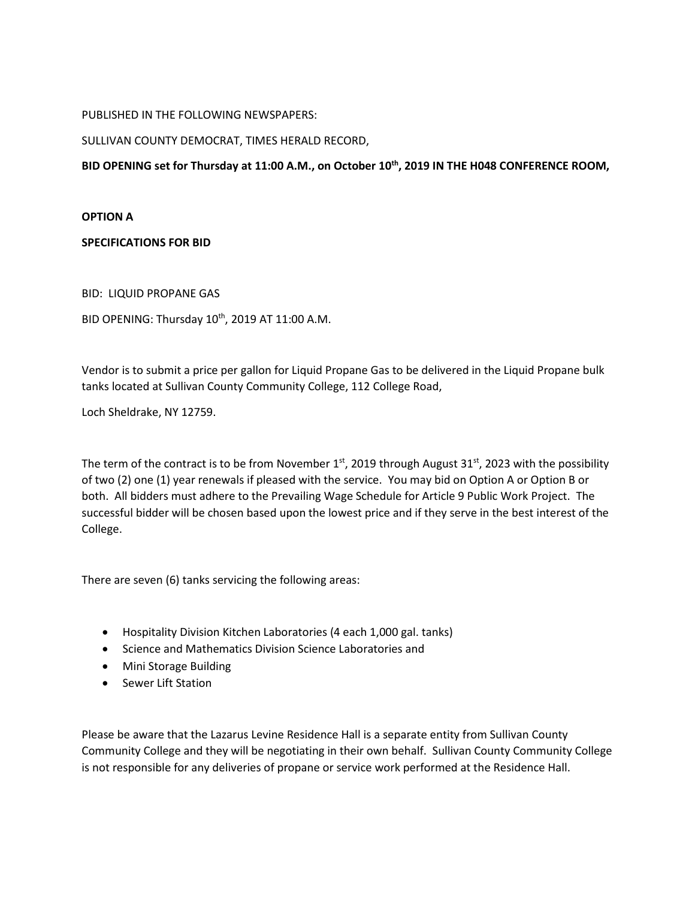PUBLISHED IN THE FOLLOWING NEWSPAPERS:

SULLIVAN COUNTY DEMOCRAT, TIMES HERALD RECORD,

**BID OPENING set for Thursday at 11:00 A.M., on October 10th, 2019 IN THE H048 CONFERENCE ROOM,**

**OPTION A**

**SPECIFICATIONS FOR BID**

BID: LIQUID PROPANE GAS

BID OPENING: Thursday 10th, 2019 AT 11:00 A.M.

Vendor is to submit a price per gallon for Liquid Propane Gas to be delivered in the Liquid Propane bulk tanks located at Sullivan County Community College, 112 College Road,

Loch Sheldrake, NY 12759.

The term of the contract is to be from November 1st, 2019 through August 31st, 2023 with the possibility of two (2) one (1) year renewals if pleased with the service. You may bid on Option A or Option B or both. All bidders must adhere to the Prevailing Wage Schedule for Article 9 Public Work Project. The successful bidder will be chosen based upon the lowest price and if they serve in the best interest of the College.

There are seven (6) tanks servicing the following areas:

- Hospitality Division Kitchen Laboratories (4 each 1,000 gal. tanks)
- Science and Mathematics Division Science Laboratories and
- Mini Storage Building
- Sewer Lift Station

Please be aware that the Lazarus Levine Residence Hall is a separate entity from Sullivan County Community College and they will be negotiating in their own behalf. Sullivan County Community College is not responsible for any deliveries of propane or service work performed at the Residence Hall.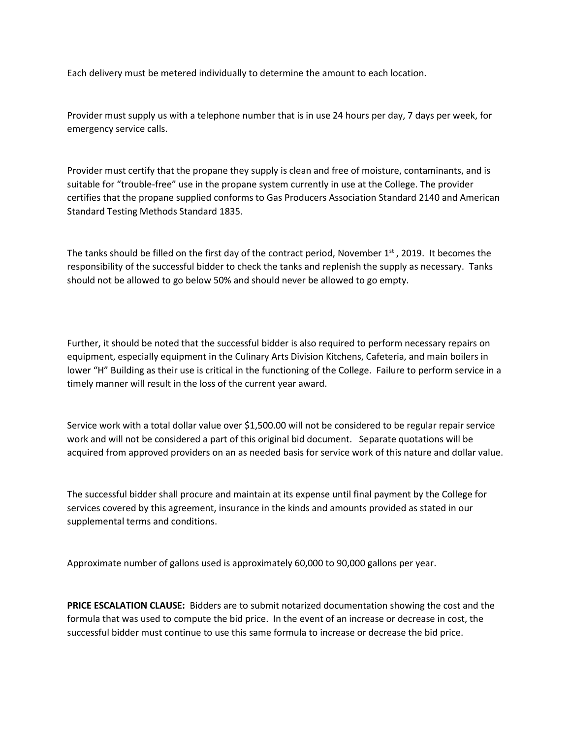Each delivery must be metered individually to determine the amount to each location.

Provider must supply us with a telephone number that is in use 24 hours per day, 7 days per week, for emergency service calls.

Provider must certify that the propane they supply is clean and free of moisture, contaminants, and is suitable for "trouble-free" use in the propane system currently in use at the College. The provider certifies that the propane supplied conforms to Gas Producers Association Standard 2140 and American Standard Testing Methods Standard 1835.

The tanks should be filled on the first day of the contract period, November 1st, 2019. It becomes the responsibility of the successful bidder to check the tanks and replenish the supply as necessary. Tanks should not be allowed to go below 50% and should never be allowed to go empty.

Further, it should be noted that the successful bidder is also required to perform necessary repairs on equipment, especially equipment in the Culinary Arts Division Kitchens, Cafeteria, and main boilers in lower "H" Building as their use is critical in the functioning of the College. Failure to perform service in a timely manner will result in the loss of the current year award.

Service work with a total dollar value over $1,500.00 will not be considered to be regular repair service work and will not be considered a part of this original bid document. Separate quotations will be acquired from approved providers on an as needed basis for service work of this nature and dollar value.

The successful bidder shall procure and maintain at its expense until final payment by the College for services covered by this agreement, insurance in the kinds and amounts provided as stated in our supplemental terms and conditions.

Approximate number of gallons used is approximately 60,000 to 90,000 gallons per year.

**PRICE ESCALATION CLAUSE:** Bidders are to submit notarized documentation showing the cost and the formula that was used to compute the bid price. In the event of an increase or decrease in cost, the successful bidder must continue to use this same formula to increase or decrease the bid price.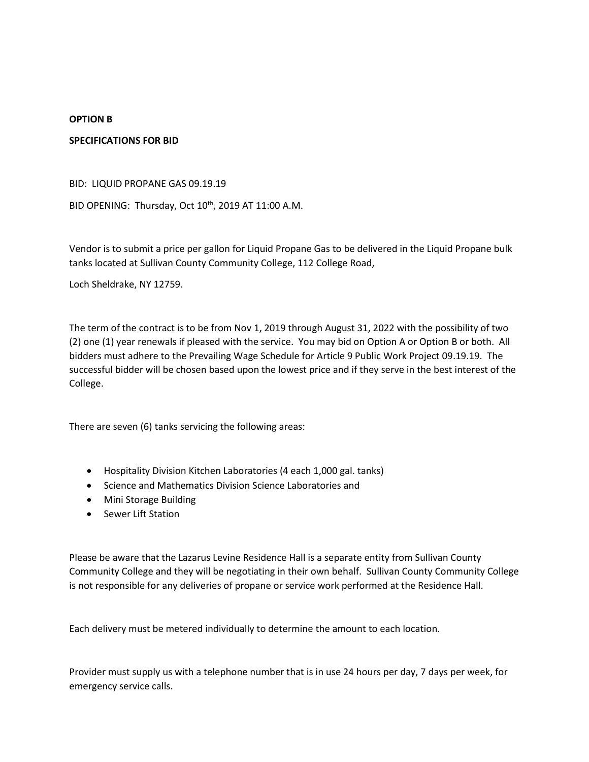**OPTION B**

**SPECIFICATIONS FOR BID**

BID: LIQUID PROPANE GAS 09.19.19

BID OPENING: Thursday, Oct 10th, 2019 AT 11:00 A.M.

Vendor is to submit a price per gallon for Liquid Propane Gas to be delivered in the Liquid Propane bulk tanks located at Sullivan County Community College, 112 College Road,

Loch Sheldrake, NY 12759.

The term of the contract is to be from Nov 1, 2019 through August 31, 2022 with the possibility of two (2) one (1) year renewals if pleased with the service. You may bid on Option A or Option B or both. All bidders must adhere to the Prevailing Wage Schedule for Article 9 Public Work Project 09.19.19. The successful bidder will be chosen based upon the lowest price and if they serve in the best interest of the College.

There are seven (6) tanks servicing the following areas:

- Hospitality Division Kitchen Laboratories (4 each 1,000 gal. tanks)
- Science and Mathematics Division Science Laboratories and
- Mini Storage Building
- Sewer Lift Station

Please be aware that the Lazarus Levine Residence Hall is a separate entity from Sullivan County Community College and they will be negotiating in their own behalf. Sullivan County Community College is not responsible for any deliveries of propane or service work performed at the Residence Hall.

Each delivery must be metered individually to determine the amount to each location.

Provider must supply us with a telephone number that is in use 24 hours per day, 7 days per week, for emergency service calls.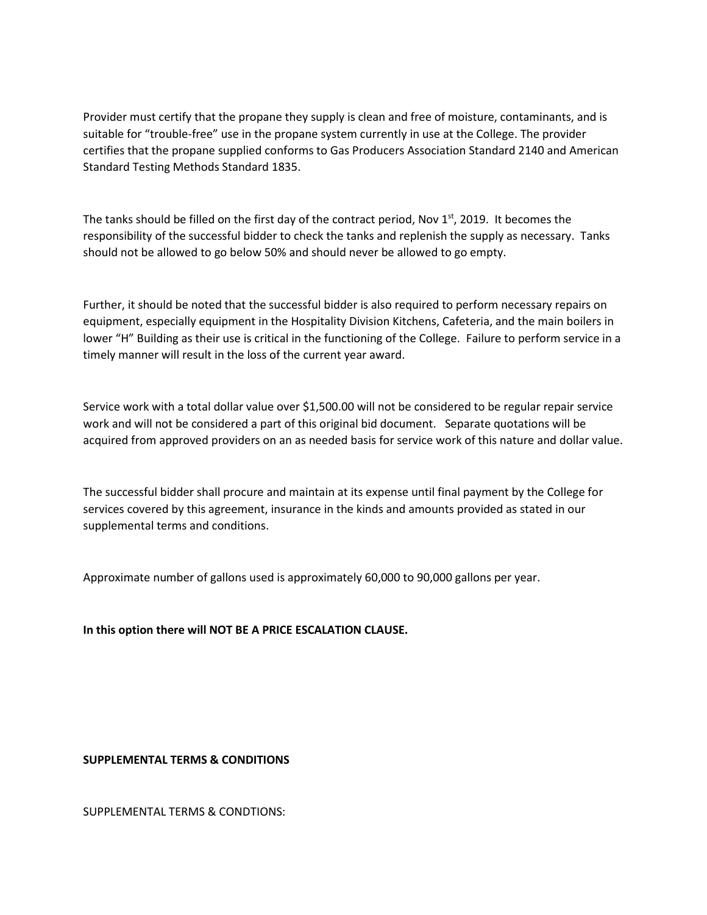Provider must certify that the propane they supply is clean and free of moisture, contaminants, and is suitable for "trouble-free" use in the propane system currently in use at the College. The provider certifies that the propane supplied conforms to Gas Producers Association Standard 2140 and American Standard Testing Methods Standard 1835.

The tanks should be filled on the first day of the contract period, Nov 1st, 2019. It becomes the responsibility of the successful bidder to check the tanks and replenish the supply as necessary. Tanks should not be allowed to go below 50% and should never be allowed to go empty.

Further, it should be noted that the successful bidder is also required to perform necessary repairs on equipment, especially equipment in the Hospitality Division Kitchens, Cafeteria, and the main boilers in lower "H" Building as their use is critical in the functioning of the College. Failure to perform service in a timely manner will result in the loss of the current year award.

Service work with a total dollar value over $1,500.00 will not be considered to be regular repair service work and will not be considered a part of this original bid document. Separate quotations will be acquired from approved providers on an as needed basis for service work of this nature and dollar value.

The successful bidder shall procure and maintain at its expense until final payment by the College for services covered by this agreement, insurance in the kinds and amounts provided as stated in our supplemental terms and conditions.

Approximate number of gallons used is approximately 60,000 to 90,000 gallons per year.

**In this option there will NOT BE A PRICE ESCALATION CLAUSE.**

**SUPPLEMENTAL TERMS & CONDITIONS**

SUPPLEMENTAL TERMS & CONDTIONS: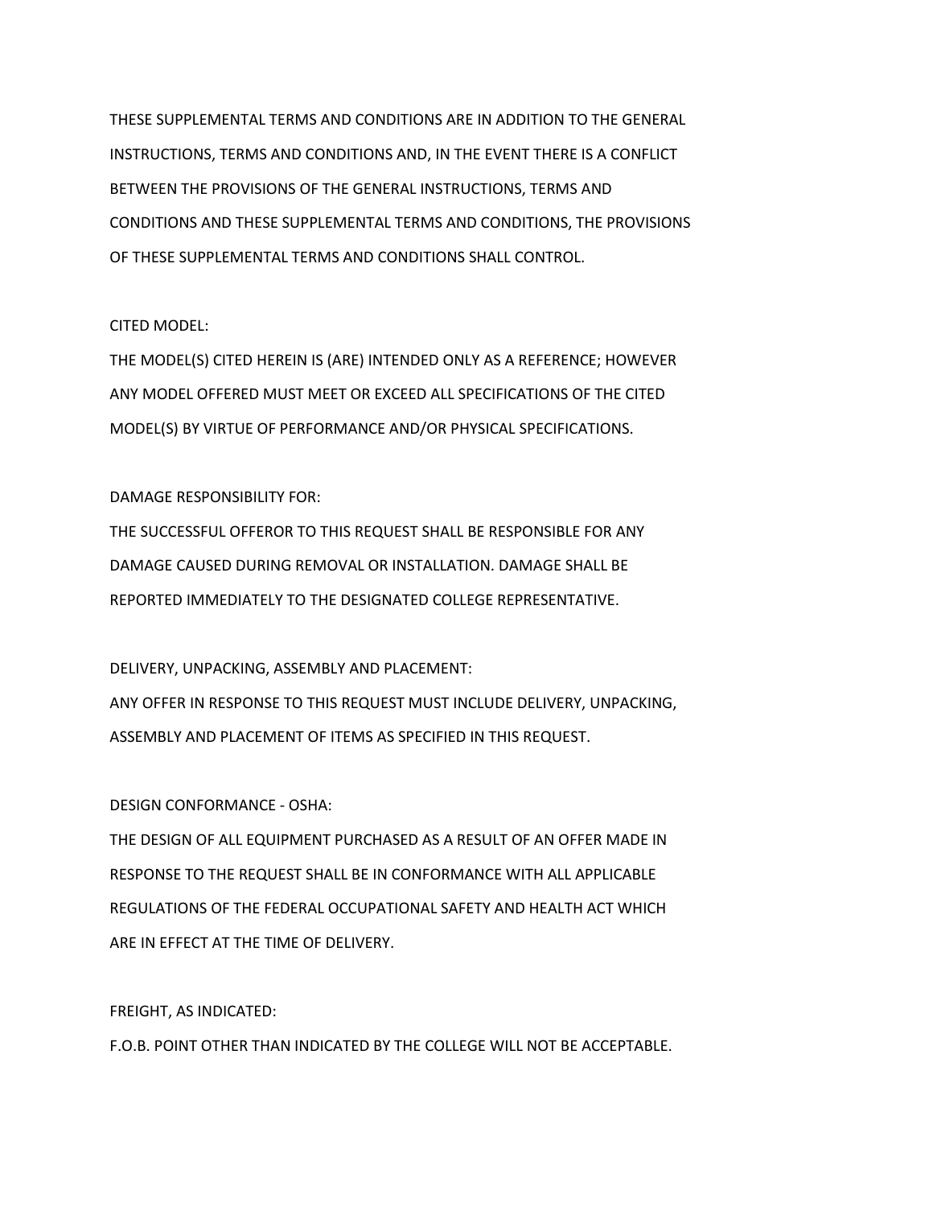THESE SUPPLEMENTAL TERMS AND CONDITIONS ARE IN ADDITION TO THE GENERAL INSTRUCTIONS, TERMS AND CONDITIONS AND, IN THE EVENT THERE IS A CONFLICT BETWEEN THE PROVISIONS OF THE GENERAL INSTRUCTIONS, TERMS AND CONDITIONS AND THESE SUPPLEMENTAL TERMS AND CONDITIONS, THE PROVISIONS OF THESE SUPPLEMENTAL TERMS AND CONDITIONS SHALL CONTROL.

CITED MODEL:

THE MODEL(S) CITED HEREIN IS (ARE) INTENDED ONLY AS A REFERENCE; HOWEVER ANY MODEL OFFERED MUST MEET OR EXCEED ALL SPECIFICATIONS OF THE CITED MODEL(S) BY VIRTUE OF PERFORMANCE AND/OR PHYSICAL SPECIFICATIONS.

DAMAGE RESPONSIBILITY FOR:

THE SUCCESSFUL OFFEROR TO THIS REQUEST SHALL BE RESPONSIBLE FOR ANY DAMAGE CAUSED DURING REMOVAL OR INSTALLATION. DAMAGE SHALL BE REPORTED IMMEDIATELY TO THE DESIGNATED COLLEGE REPRESENTATIVE.

DELIVERY, UNPACKING, ASSEMBLY AND PLACEMENT:

ANY OFFER IN RESPONSE TO THIS REQUEST MUST INCLUDE DELIVERY, UNPACKING, ASSEMBLY AND PLACEMENT OF ITEMS AS SPECIFIED IN THIS REQUEST.

DESIGN CONFORMANCE - OSHA:

THE DESIGN OF ALL EQUIPMENT PURCHASED AS A RESULT OF AN OFFER MADE IN RESPONSE TO THE REQUEST SHALL BE IN CONFORMANCE WITH ALL APPLICABLE REGULATIONS OF THE FEDERAL OCCUPATIONAL SAFETY AND HEALTH ACT WHICH ARE IN EFFECT AT THE TIME OF DELIVERY.

FREIGHT, AS INDICATED:

F.O.B. POINT OTHER THAN INDICATED BY THE COLLEGE WILL NOT BE ACCEPTABLE.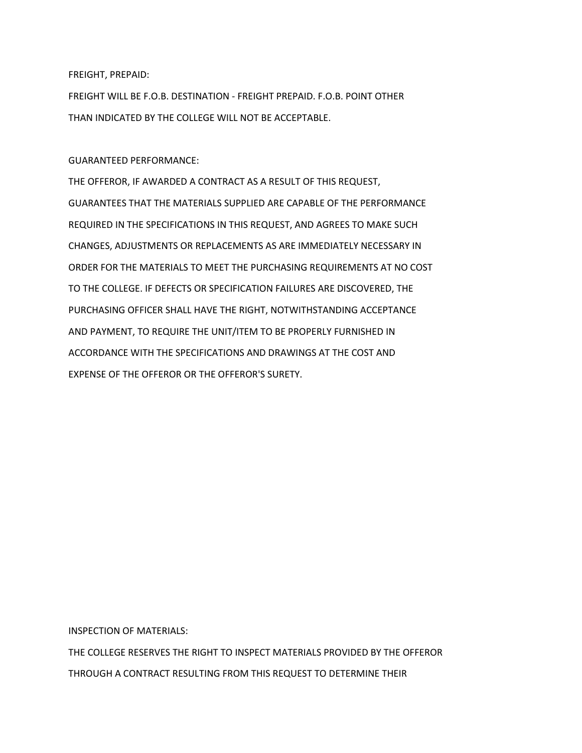FREIGHT, PREPAID:

FREIGHT WILL BE F.O.B. DESTINATION - FREIGHT PREPAID. F.O.B. POINT OTHER THAN INDICATED BY THE COLLEGE WILL NOT BE ACCEPTABLE.

GUARANTEED PERFORMANCE:

THE OFFEROR, IF AWARDED A CONTRACT AS A RESULT OF THIS REQUEST, GUARANTEES THAT THE MATERIALS SUPPLIED ARE CAPABLE OF THE PERFORMANCE REQUIRED IN THE SPECIFICATIONS IN THIS REQUEST, AND AGREES TO MAKE SUCH CHANGES, ADJUSTMENTS OR REPLACEMENTS AS ARE IMMEDIATELY NECESSARY IN ORDER FOR THE MATERIALS TO MEET THE PURCHASING REQUIREMENTS AT NO COST TO THE COLLEGE. IF DEFECTS OR SPECIFICATION FAILURES ARE DISCOVERED, THE PURCHASING OFFICER SHALL HAVE THE RIGHT, NOTWITHSTANDING ACCEPTANCE AND PAYMENT, TO REQUIRE THE UNIT/ITEM TO BE PROPERLY FURNISHED IN ACCORDANCE WITH THE SPECIFICATIONS AND DRAWINGS AT THE COST AND EXPENSE OF THE OFFEROR OR THE OFFEROR'S SURETY.

INSPECTION OF MATERIALS:

THE COLLEGE RESERVES THE RIGHT TO INSPECT MATERIALS PROVIDED BY THE OFFEROR THROUGH A CONTRACT RESULTING FROM THIS REQUEST TO DETERMINE THEIR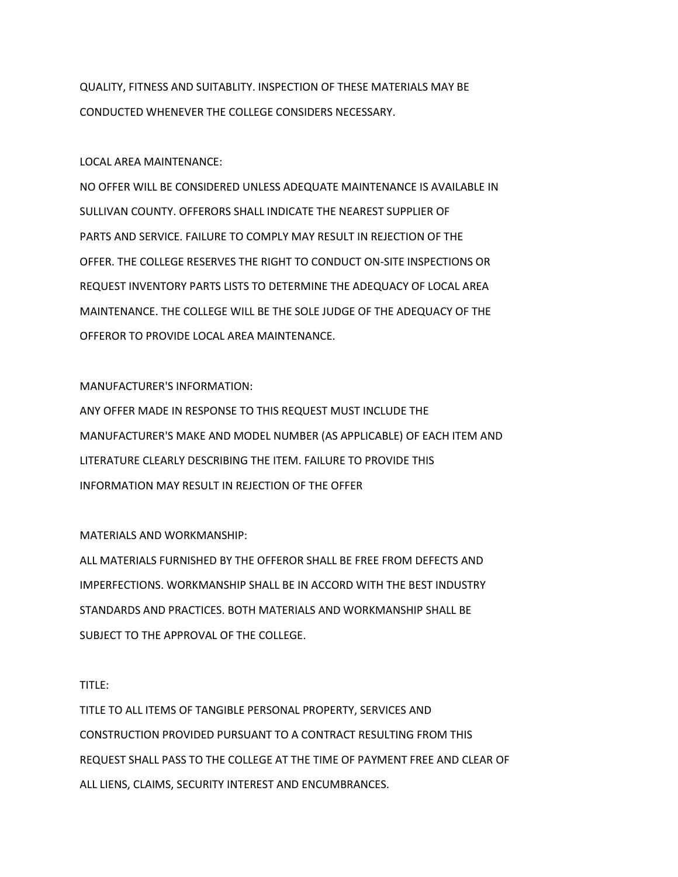QUALITY, FITNESS AND SUITABLITY. INSPECTION OF THESE MATERIALS MAY BE CONDUCTED WHENEVER THE COLLEGE CONSIDERS NECESSARY.

LOCAL AREA MAINTENANCE:

NO OFFER WILL BE CONSIDERED UNLESS ADEQUATE MAINTENANCE IS AVAILABLE IN SULLIVAN COUNTY. OFFERORS SHALL INDICATE THE NEAREST SUPPLIER OF PARTS AND SERVICE. FAILURE TO COMPLY MAY RESULT IN REJECTION OF THE OFFER. THE COLLEGE RESERVES THE RIGHT TO CONDUCT ON-SITE INSPECTIONS OR REQUEST INVENTORY PARTS LISTS TO DETERMINE THE ADEQUACY OF LOCAL AREA MAINTENANCE. THE COLLEGE WILL BE THE SOLE JUDGE OF THE ADEQUACY OF THE OFFEROR TO PROVIDE LOCAL AREA MAINTENANCE.

MANUFACTURER'S INFORMATION:

ANY OFFER MADE IN RESPONSE TO THIS REQUEST MUST INCLUDE THE MANUFACTURER'S MAKE AND MODEL NUMBER (AS APPLICABLE) OF EACH ITEM AND LITERATURE CLEARLY DESCRIBING THE ITEM. FAILURE TO PROVIDE THIS INFORMATION MAY RESULT IN REJECTION OF THE OFFER

MATERIALS AND WORKMANSHIP:

ALL MATERIALS FURNISHED BY THE OFFEROR SHALL BE FREE FROM DEFECTS AND IMPERFECTIONS. WORKMANSHIP SHALL BE IN ACCORD WITH THE BEST INDUSTRY STANDARDS AND PRACTICES. BOTH MATERIALS AND WORKMANSHIP SHALL BE SUBJECT TO THE APPROVAL OF THE COLLEGE.

TITLE:

TITLE TO ALL ITEMS OF TANGIBLE PERSONAL PROPERTY, SERVICES AND CONSTRUCTION PROVIDED PURSUANT TO A CONTRACT RESULTING FROM THIS REQUEST SHALL PASS TO THE COLLEGE AT THE TIME OF PAYMENT FREE AND CLEAR OF ALL LIENS, CLAIMS, SECURITY INTEREST AND ENCUMBRANCES.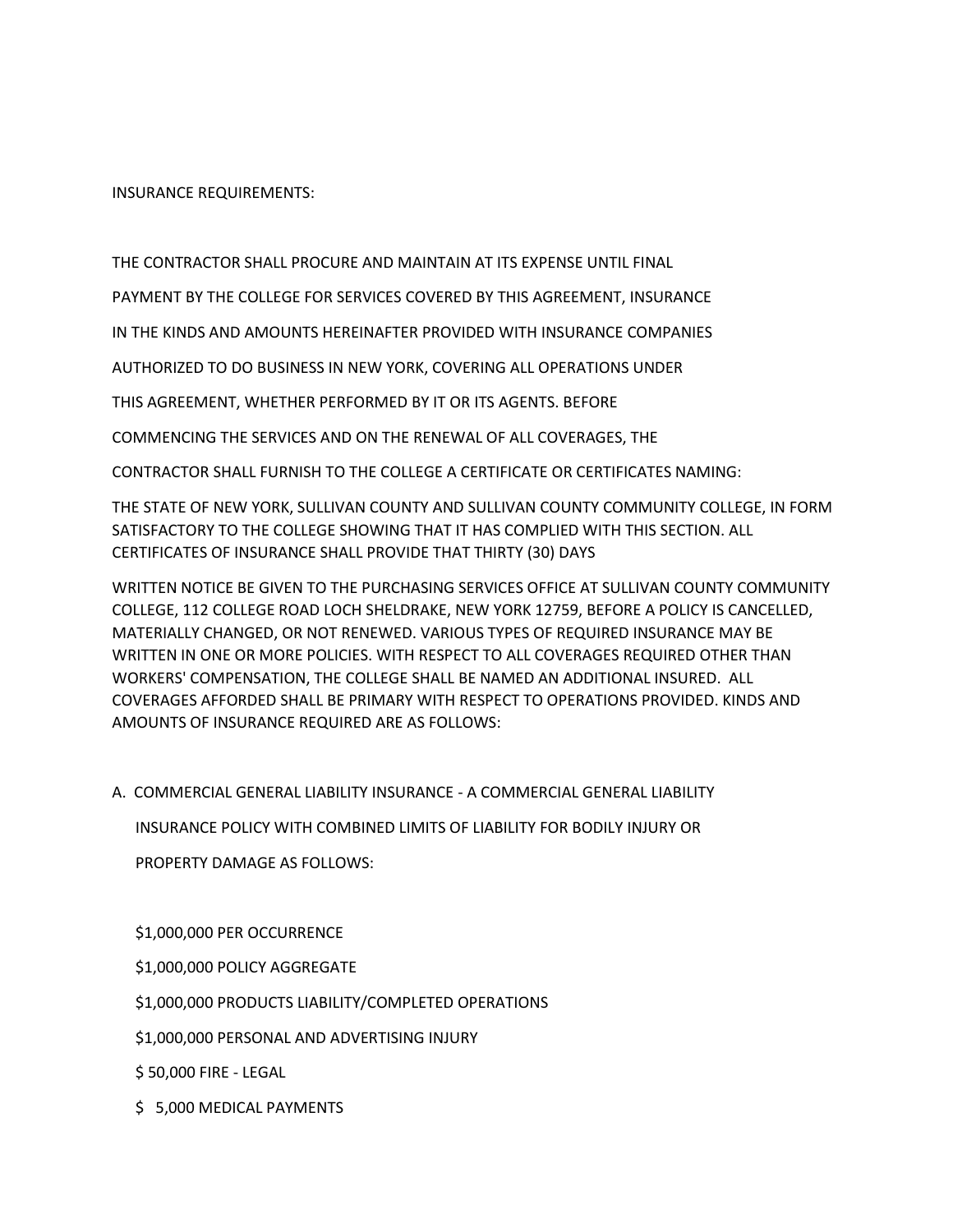INSURANCE REQUIREMENTS:

THE CONTRACTOR SHALL PROCURE AND MAINTAIN AT ITS EXPENSE UNTIL FINAL PAYMENT BY THE COLLEGE FOR SERVICES COVERED BY THIS AGREEMENT, INSURANCE IN THE KINDS AND AMOUNTS HEREINAFTER PROVIDED WITH INSURANCE COMPANIES AUTHORIZED TO DO BUSINESS IN NEW YORK, COVERING ALL OPERATIONS UNDER THIS AGREEMENT, WHETHER PERFORMED BY IT OR ITS AGENTS. BEFORE COMMENCING THE SERVICES AND ON THE RENEWAL OF ALL COVERAGES, THE CONTRACTOR SHALL FURNISH TO THE COLLEGE A CERTIFICATE OR CERTIFICATES NAMING:

THE STATE OF NEW YORK, SULLIVAN COUNTY AND SULLIVAN COUNTY COMMUNITY COLLEGE, IN FORM SATISFACTORY TO THE COLLEGE SHOWING THAT IT HAS COMPLIED WITH THIS SECTION. ALL CERTIFICATES OF INSURANCE SHALL PROVIDE THAT THIRTY (30) DAYS

WRITTEN NOTICE BE GIVEN TO THE PURCHASING SERVICES OFFICE AT SULLIVAN COUNTY COMMUNITY COLLEGE, 112 COLLEGE ROAD LOCH SHELDRAKE, NEW YORK 12759, BEFORE A POLICY IS CANCELLED, MATERIALLY CHANGED, OR NOT RENEWED. VARIOUS TYPES OF REQUIRED INSURANCE MAY BE WRITTEN IN ONE OR MORE POLICIES. WITH RESPECT TO ALL COVERAGES REQUIRED OTHER THAN WORKERS' COMPENSATION, THE COLLEGE SHALL BE NAMED AN ADDITIONAL INSURED. ALL COVERAGES AFFORDED SHALL BE PRIMARY WITH RESPECT TO OPERATIONS PROVIDED. KINDS AND AMOUNTS OF INSURANCE REQUIRED ARE AS FOLLOWS:

A. COMMERCIAL GENERAL LIABILITY INSURANCE - A COMMERCIAL GENERAL LIABILITY INSURANCE POLICY WITH COMBINED LIMITS OF LIABILITY FOR BODILY INJURY OR PROPERTY DAMAGE AS FOLLOWS:

$1,000,000 PER OCCURRENCE

$1,000,000 POLICY AGGREGATE

$1,000,000 PRODUCTS LIABILITY/COMPLETED OPERATIONS

$1,000,000 PERSONAL AND ADVERTISING INJURY

$ 50,000 FIRE - LEGAL

$ 5,000 MEDICAL PAYMENTS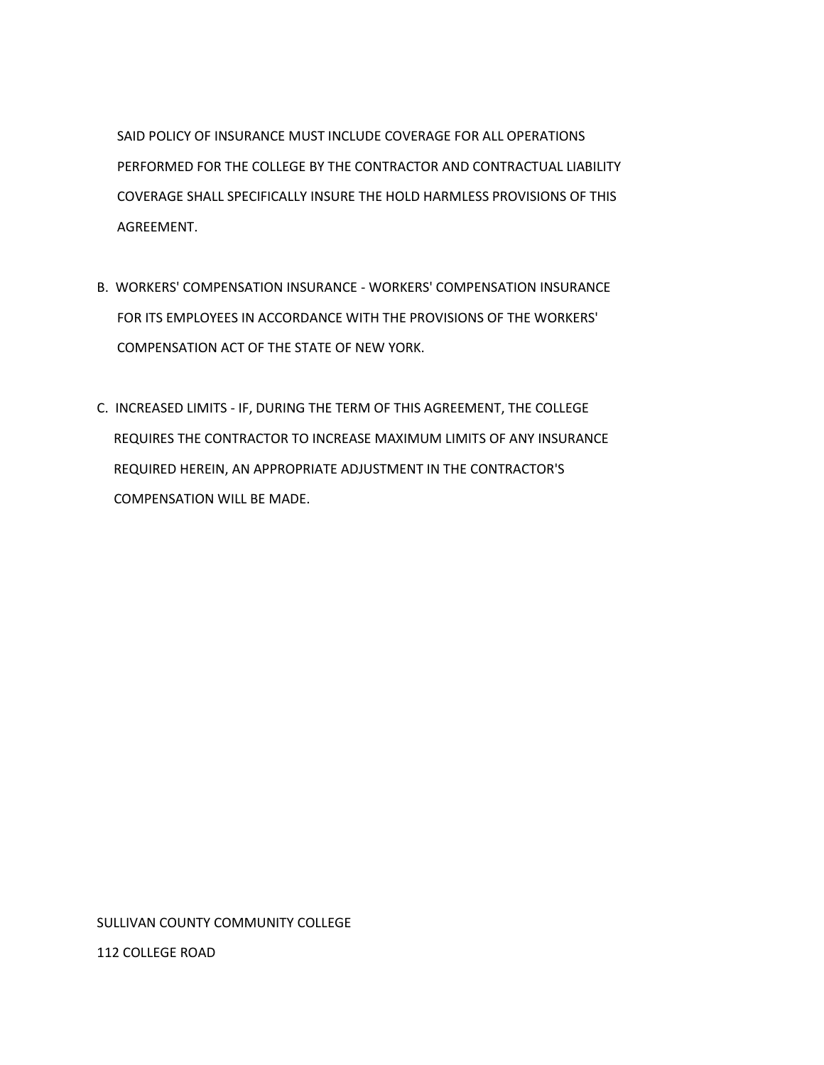SAID POLICY OF INSURANCE MUST INCLUDE COVERAGE FOR ALL OPERATIONS PERFORMED FOR THE COLLEGE BY THE CONTRACTOR AND CONTRACTUAL LIABILITY COVERAGE SHALL SPECIFICALLY INSURE THE HOLD HARMLESS PROVISIONS OF THIS AGREEMENT.

B. WORKERS' COMPENSATION INSURANCE - WORKERS' COMPENSATION INSURANCE FOR ITS EMPLOYEES IN ACCORDANCE WITH THE PROVISIONS OF THE WORKERS' COMPENSATION ACT OF THE STATE OF NEW YORK.

C. INCREASED LIMITS - IF, DURING THE TERM OF THIS AGREEMENT, THE COLLEGE REQUIRES THE CONTRACTOR TO INCREASE MAXIMUM LIMITS OF ANY INSURANCE REQUIRED HEREIN, AN APPROPRIATE ADJUSTMENT IN THE CONTRACTOR'S COMPENSATION WILL BE MADE.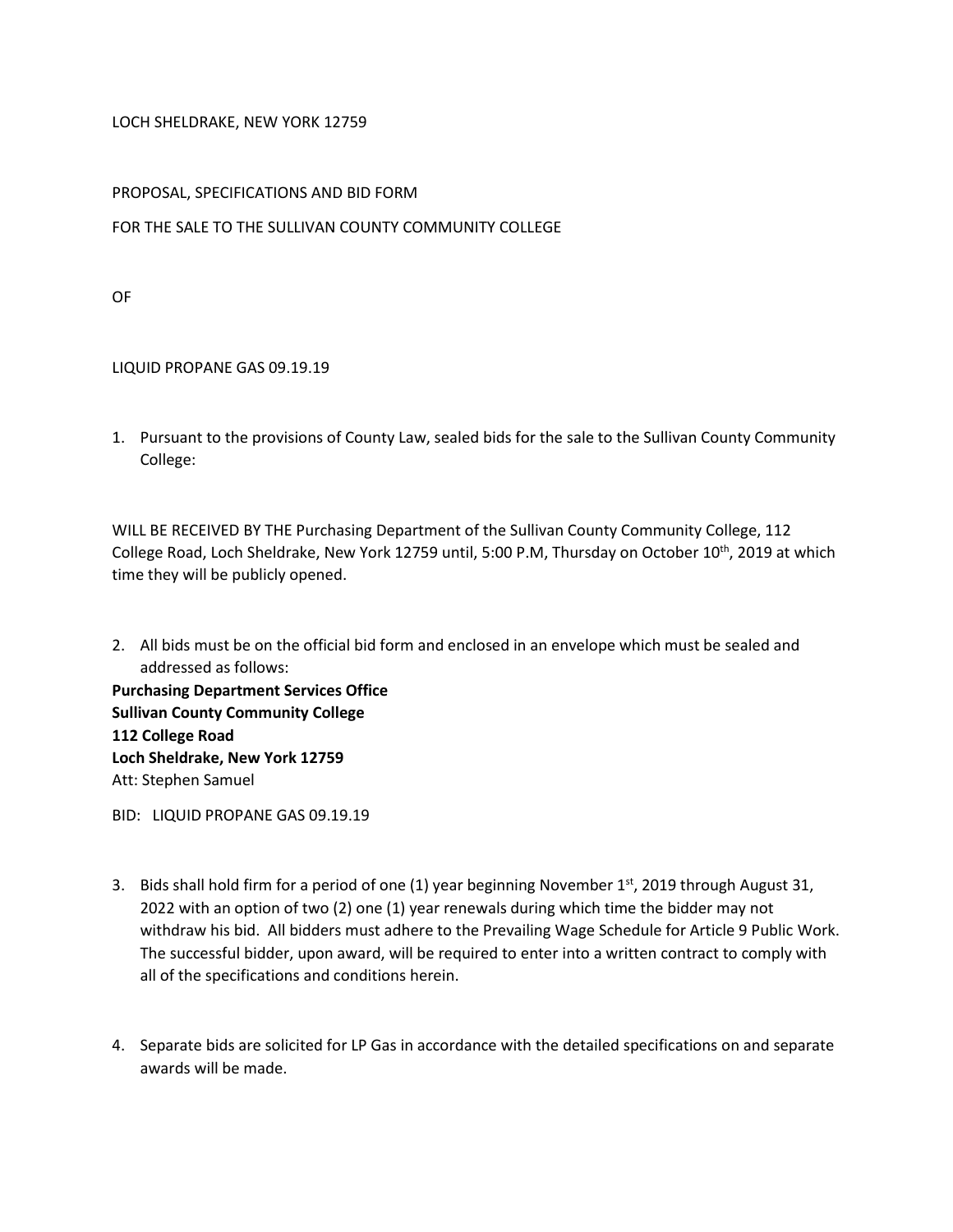LOCH SHELDRAKE, NEW YORK 12759

PROPOSAL, SPECIFICATIONS AND BID FORM

FOR THE SALE TO THE SULLIVAN COUNTY COMMUNITY COLLEGE

OF

LIQUID PROPANE GAS 09.19.19

1. Pursuant to the provisions of County Law, sealed bids for the sale to the Sullivan County Community College:

WILL BE RECEIVED BY THE Purchasing Department of the Sullivan County Community College, 112 College Road, Loch Sheldrake, New York 12759 until, 5:00 P.M, Thursday on October 10th, 2019 at which time they will be publicly opened.

2. All bids must be on the official bid form and enclosed in an envelope which must be sealed and addressed as follows:

**Purchasing Department Services Office**
**Sullivan County Community College**
**112 College Road**
**Loch Sheldrake, New York 12759**
Att: Stephen Samuel

BID: LIQUID PROPANE GAS 09.19.19

3. Bids shall hold firm for a period of one (1) year beginning November 1st, 2019 through August 31, 2022 with an option of two (2) one (1) year renewals during which time the bidder may not withdraw his bid. All bidders must adhere to the Prevailing Wage Schedule for Article 9 Public Work. The successful bidder, upon award, will be required to enter into a written contract to comply with all of the specifications and conditions herein.

4. Separate bids are solicited for LP Gas in accordance with the detailed specifications on and separate awards will be made.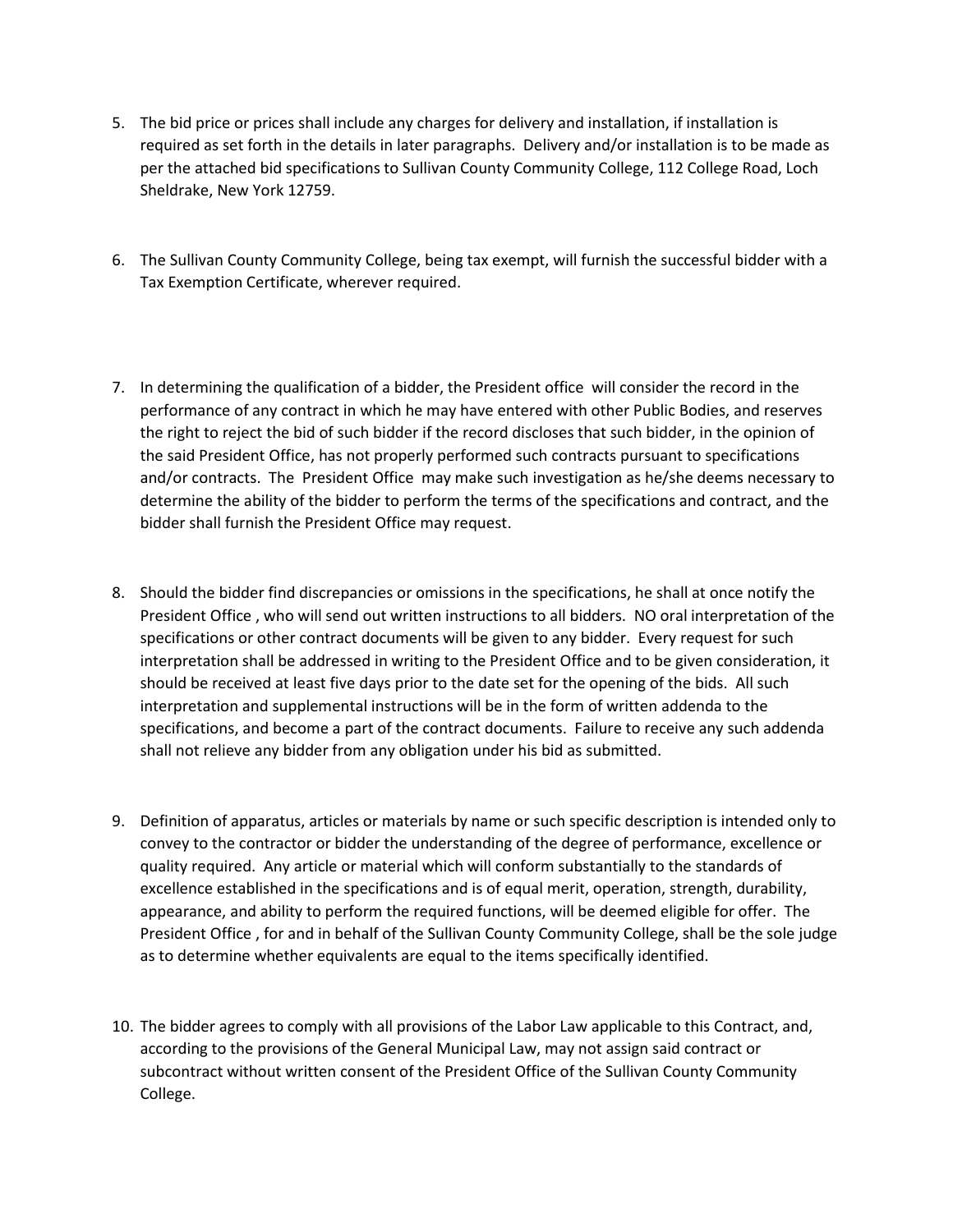5. The bid price or prices shall include any charges for delivery and installation, if installation is required as set forth in the details in later paragraphs. Delivery and/or installation is to be made as per the attached bid specifications to Sullivan County Community College, 112 College Road, Loch Sheldrake, New York 12759.

6. The Sullivan County Community College, being tax exempt, will furnish the successful bidder with a Tax Exemption Certificate, wherever required.

7. In determining the qualification of a bidder, the President office will consider the record in the performance of any contract in which he may have entered with other Public Bodies, and reserves the right to reject the bid of such bidder if the record discloses that such bidder, in the opinion of the said President Office, has not properly performed such contracts pursuant to specifications and/or contracts. The President Office may make such investigation as he/she deems necessary to determine the ability of the bidder to perform the terms of the specifications and contract, and the bidder shall furnish the President Office may request.

8. Should the bidder find discrepancies or omissions in the specifications, he shall at once notify the President Office , who will send out written instructions to all bidders. NO oral interpretation of the specifications or other contract documents will be given to any bidder. Every request for such interpretation shall be addressed in writing to the President Office and to be given consideration, it should be received at least five days prior to the date set for the opening of the bids. All such interpretation and supplemental instructions will be in the form of written addenda to the specifications, and become a part of the contract documents. Failure to receive any such addenda shall not relieve any bidder from any obligation under his bid as submitted.

9. Definition of apparatus, articles or materials by name or such specific description is intended only to convey to the contractor or bidder the understanding of the degree of performance, excellence or quality required. Any article or material which will conform substantially to the standards of excellence established in the specifications and is of equal merit, operation, strength, durability, appearance, and ability to perform the required functions, will be deemed eligible for offer. The President Office , for and in behalf of the Sullivan County Community College, shall be the sole judge as to determine whether equivalents are equal to the items specifically identified.

10. The bidder agrees to comply with all provisions of the Labor Law applicable to this Contract, and, according to the provisions of the General Municipal Law, may not assign said contract or subcontract without written consent of the President Office of the Sullivan County Community College.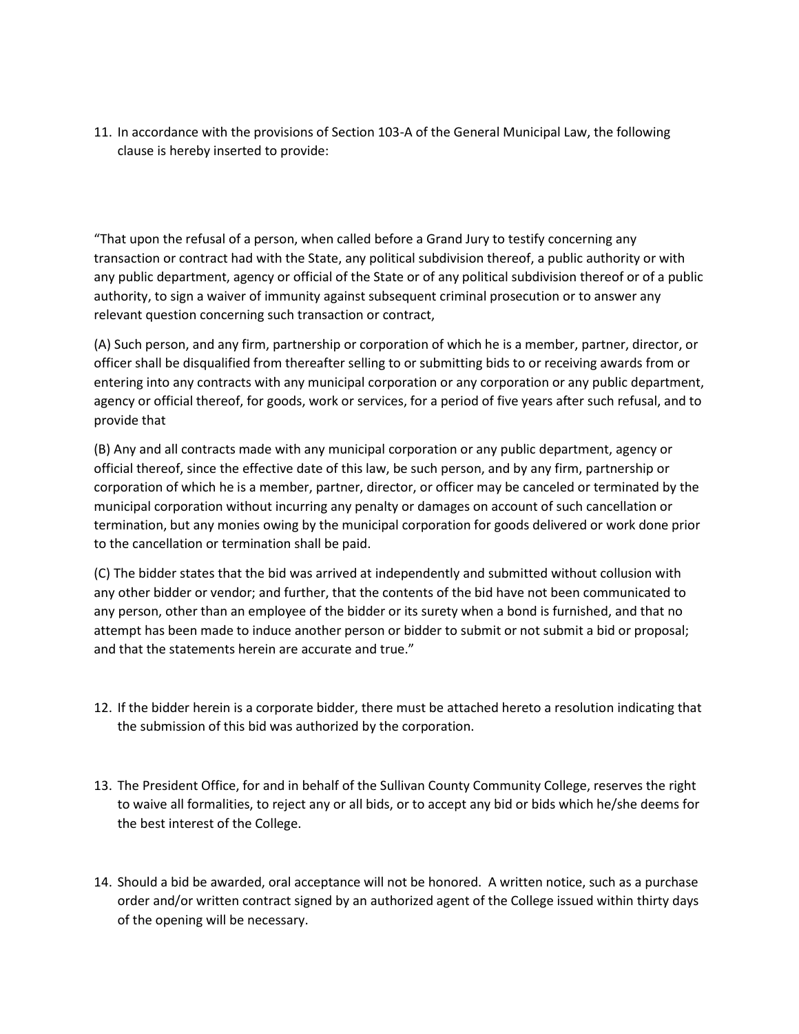11. In accordance with the provisions of Section 103-A of the General Municipal Law, the following clause is hereby inserted to provide:

"That upon the refusal of a person, when called before a Grand Jury to testify concerning any transaction or contract had with the State, any political subdivision thereof, a public authority or with any public department, agency or official of the State or of any political subdivision thereof or of a public authority, to sign a waiver of immunity against subsequent criminal prosecution or to answer any relevant question concerning such transaction or contract,

(A) Such person, and any firm, partnership or corporation of which he is a member, partner, director, or officer shall be disqualified from thereafter selling to or submitting bids to or receiving awards from or entering into any contracts with any municipal corporation or any corporation or any public department, agency or official thereof, for goods, work or services, for a period of five years after such refusal, and to provide that

(B) Any and all contracts made with any municipal corporation or any public department, agency or official thereof, since the effective date of this law, be such person, and by any firm, partnership or corporation of which he is a member, partner, director, or officer may be canceled or terminated by the municipal corporation without incurring any penalty or damages on account of such cancellation or termination, but any monies owing by the municipal corporation for goods delivered or work done prior to the cancellation or termination shall be paid.

(C) The bidder states that the bid was arrived at independently and submitted without collusion with any other bidder or vendor; and further, that the contents of the bid have not been communicated to any person, other than an employee of the bidder or its surety when a bond is furnished, and that no attempt has been made to induce another person or bidder to submit or not submit a bid or proposal; and that the statements herein are accurate and true."

12. If the bidder herein is a corporate bidder, there must be attached hereto a resolution indicating that the submission of this bid was authorized by the corporation.

13. The President Office, for and in behalf of the Sullivan County Community College, reserves the right to waive all formalities, to reject any or all bids, or to accept any bid or bids which he/she deems for the best interest of the College.

14. Should a bid be awarded, oral acceptance will not be honored. A written notice, such as a purchase order and/or written contract signed by an authorized agent of the College issued within thirty days of the opening will be necessary.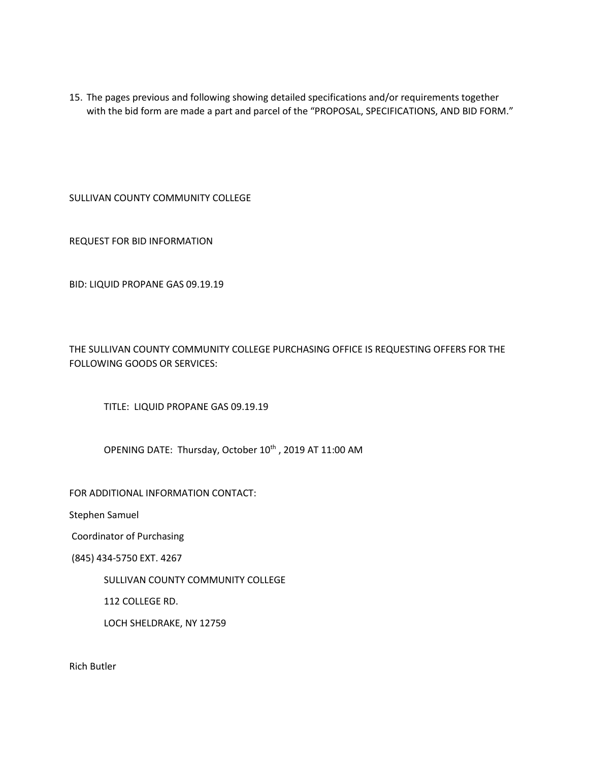15. The pages previous and following showing detailed specifications and/or requirements together with the bid form are made a part and parcel of the "PROPOSAL, SPECIFICATIONS, AND BID FORM."

SULLIVAN COUNTY COMMUNITY COLLEGE

REQUEST FOR BID INFORMATION

BID: LIQUID PROPANE GAS 09.19.19

THE SULLIVAN COUNTY COMMUNITY COLLEGE PURCHASING OFFICE IS REQUESTING OFFERS FOR THE FOLLOWING GOODS OR SERVICES:

TITLE: LIQUID PROPANE GAS 09.19.19

OPENING DATE: Thursday, October 10th, 2019 AT 11:00 AM

FOR ADDITIONAL INFORMATION CONTACT:

Stephen Samuel

Coordinator of Purchasing

(845) 434-5750 EXT. 4267

SULLIVAN COUNTY COMMUNITY COLLEGE

112 COLLEGE RD.

LOCH SHELDRAKE, NY 12759

Rich Butler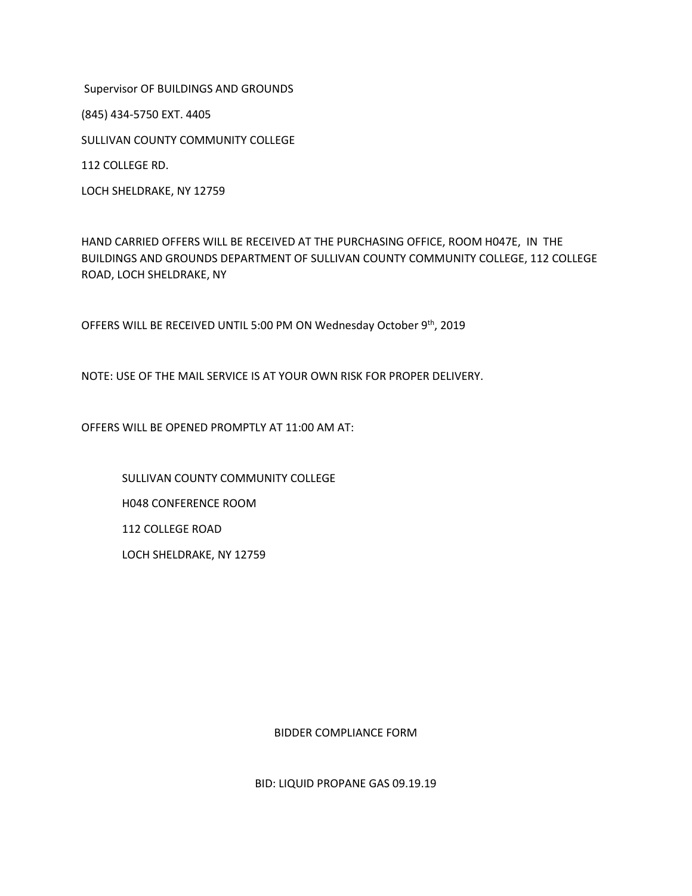Supervisor OF BUILDINGS AND GROUNDS

(845) 434-5750 EXT. 4405

SULLIVAN COUNTY COMMUNITY COLLEGE

112 COLLEGE RD.

LOCH SHELDRAKE, NY 12759

HAND CARRIED OFFERS WILL BE RECEIVED AT THE PURCHASING OFFICE, ROOM H047E, IN THE BUILDINGS AND GROUNDS DEPARTMENT OF SULLIVAN COUNTY COMMUNITY COLLEGE, 112 COLLEGE ROAD, LOCH SHELDRAKE, NY

OFFERS WILL BE RECEIVED UNTIL 5:00 PM ON Wednesday October 9th, 2019

NOTE: USE OF THE MAIL SERVICE IS AT YOUR OWN RISK FOR PROPER DELIVERY.

OFFERS WILL BE OPENED PROMPTLY AT 11:00 AM AT:

> SULLIVAN COUNTY COMMUNITY COLLEGE
>
> H048 CONFERENCE ROOM
>
> 112 COLLEGE ROAD
>
> LOCH SHELDRAKE, NY 12759

BIDDER COMPLIANCE FORM

BID: LIQUID PROPANE GAS 09.19.19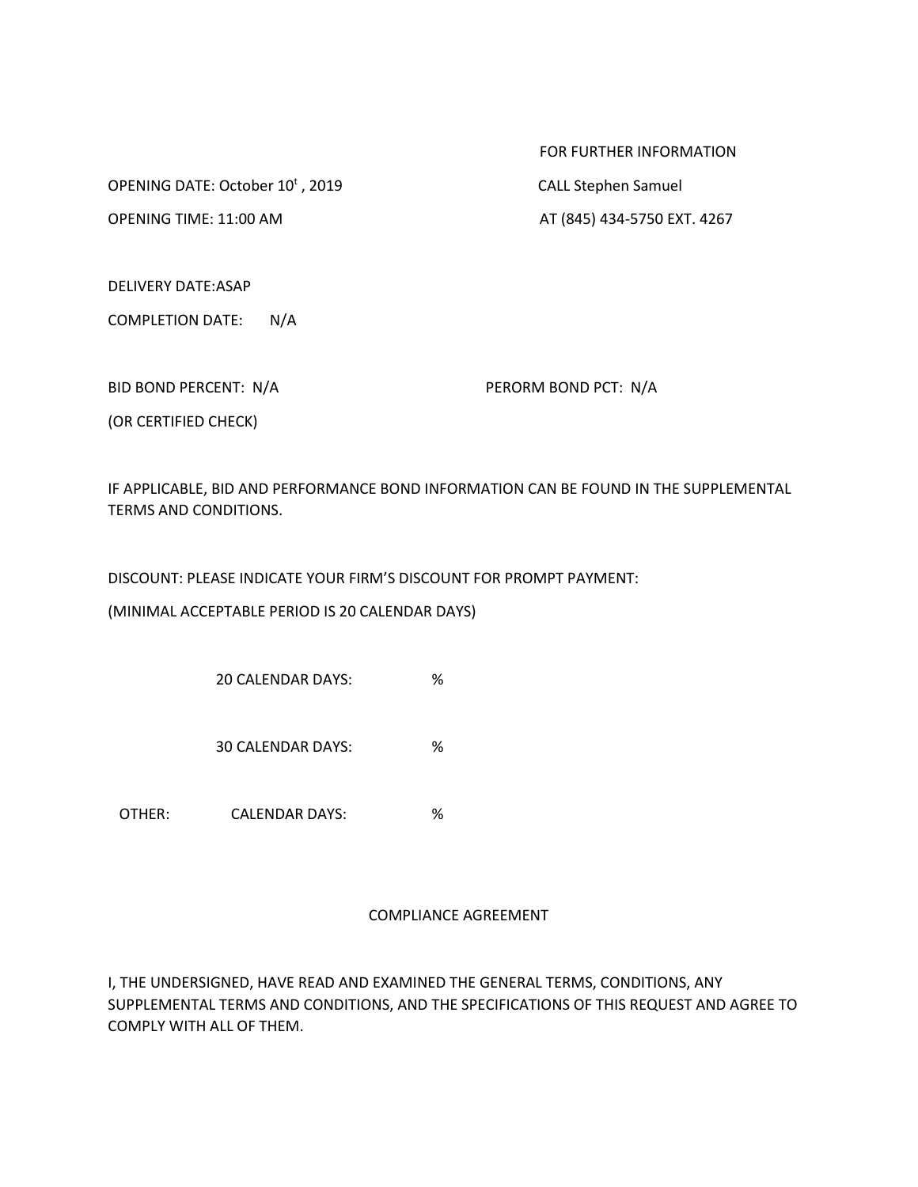FOR FURTHER INFORMATION

OPENING DATE: October 10[t] , 2019

CALL Stephen Samuel

OPENING TIME: 11:00 AM

AT (845) 434-5750 EXT. 4267

DELIVERY DATE:ASAP

COMPLETION DATE: N/A

BID BOND PERCENT: N/A

PERORM BOND PCT: N/A

(OR CERTIFIED CHECK)

IF APPLICABLE, BID AND PERFORMANCE BOND INFORMATION CAN BE FOUND IN THE SUPPLEMENTAL TERMS AND CONDITIONS.

DISCOUNT: PLEASE INDICATE YOUR FIRM'S DISCOUNT FOR PROMPT PAYMENT:

(MINIMAL ACCEPTABLE PERIOD IS 20 CALENDAR DAYS)

20 CALENDAR DAYS: %

30 CALENDAR DAYS: %

OTHER: CALENDAR DAYS: %

## COMPLIANCE AGREEMENT

I, THE UNDERSIGNED, HAVE READ AND EXAMINED THE GENERAL TERMS, CONDITIONS, ANY SUPPLEMENTAL TERMS AND CONDITIONS, AND THE SPECIFICATIONS OF THIS REQUEST AND AGREE TO COMPLY WITH ALL OF THEM.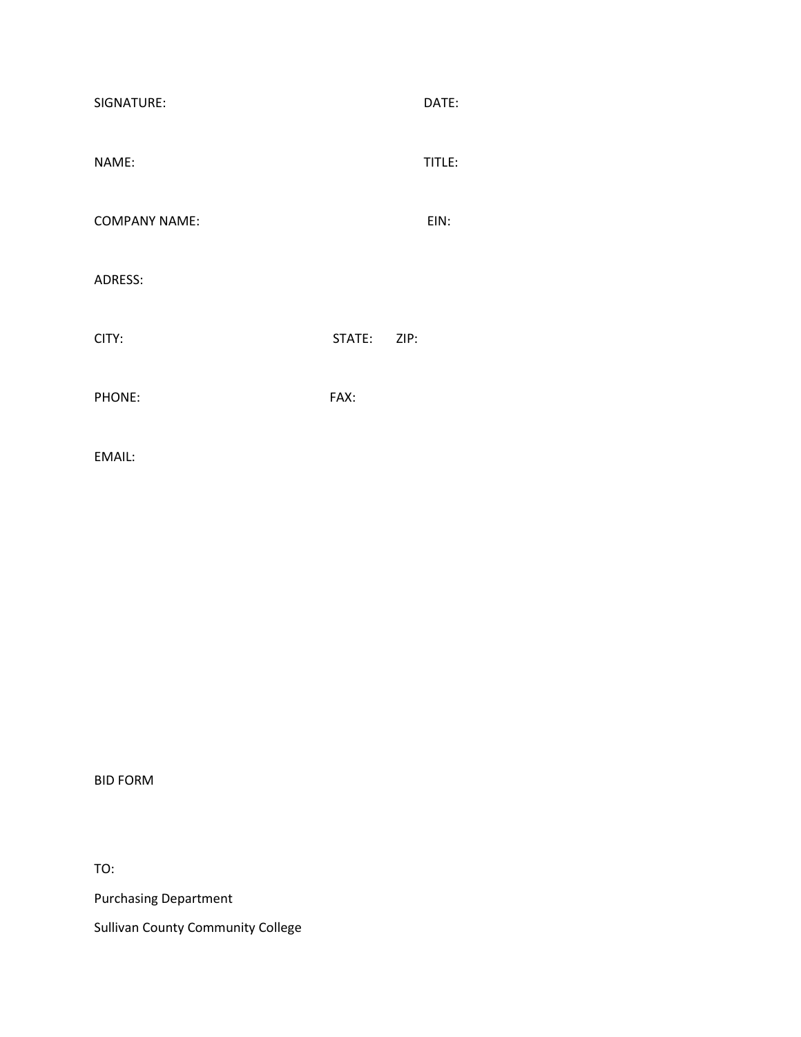SIGNATURE: DATE:

NAME: TITLE:

COMPANY NAME: EIN:

ADRESS:

CITY: STATE: ZIP:

PHONE: FAX:

EMAIL:

BID FORM

TO:

Purchasing Department

Sullivan County Community College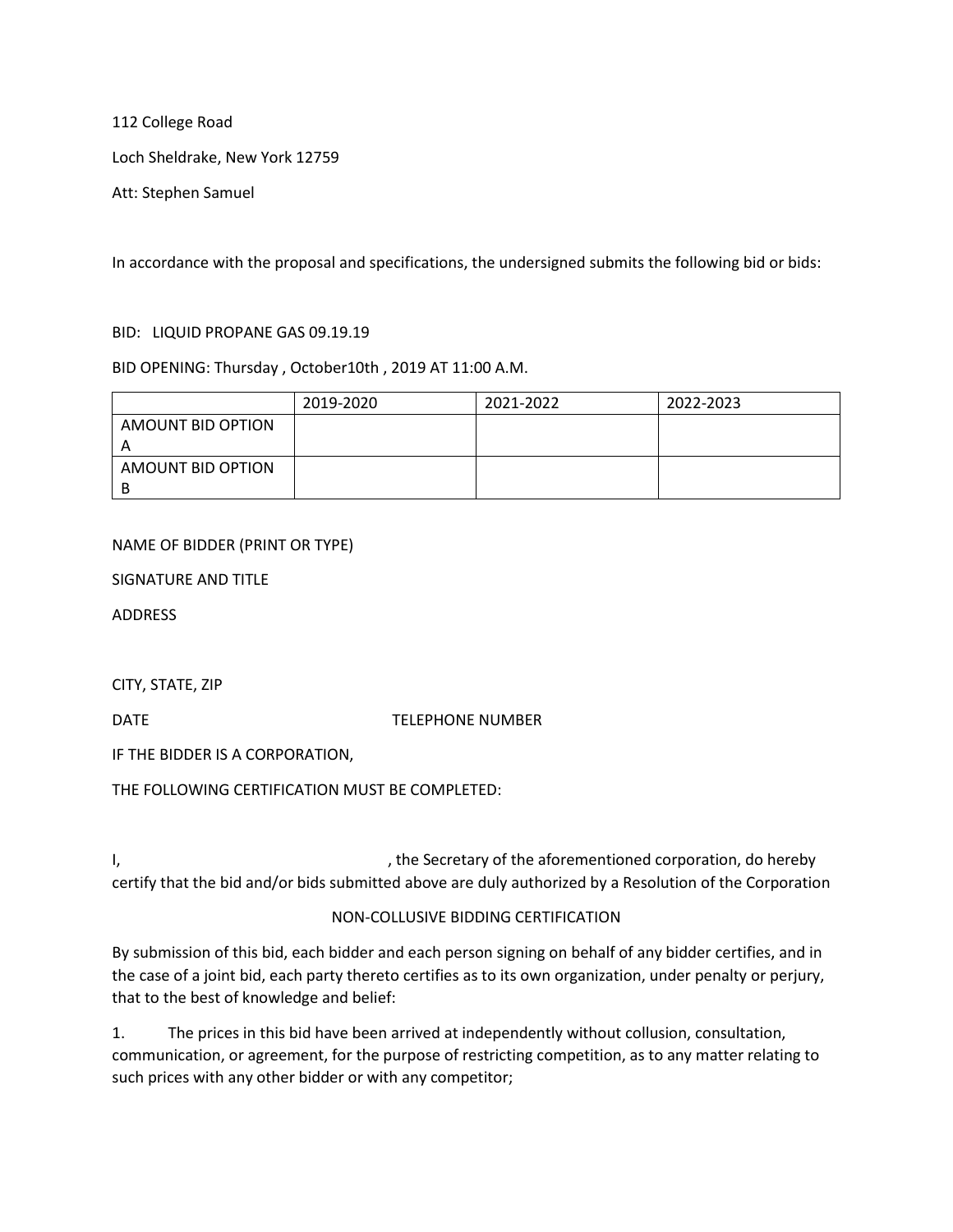112 College Road

Loch Sheldrake, New York 12759

Att: Stephen Samuel

In accordance with the proposal and specifications, the undersigned submits the following bid or bids:

BID: LIQUID PROPANE GAS 09.19.19

BID OPENING: Thursday , October10th , 2019 AT 11:00 A.M.

| | 2019-2020 | 2021-2022 | 2022-2023 |
|---|---|---|---|
| AMOUNT BID OPTION A | | | |
| AMOUNT BID OPTION B | | | |

NAME OF BIDDER (PRINT OR TYPE)

SIGNATURE AND TITLE

ADDRESS

CITY, STATE, ZIP

DATE TELEPHONE NUMBER

IF THE BIDDER IS A CORPORATION,

THE FOLLOWING CERTIFICATION MUST BE COMPLETED:

I, , the Secretary of the aforementioned corporation, do hereby certify that the bid and/or bids submitted above are duly authorized by a Resolution of the Corporation

NON-COLLUSIVE BIDDING CERTIFICATION

By submission of this bid, each bidder and each person signing on behalf of any bidder certifies, and in the case of a joint bid, each party thereto certifies as to its own organization, under penalty or perjury, that to the best of knowledge and belief:

1. The prices in this bid have been arrived at independently without collusion, consultation, communication, or agreement, for the purpose of restricting competition, as to any matter relating to such prices with any other bidder or with any competitor;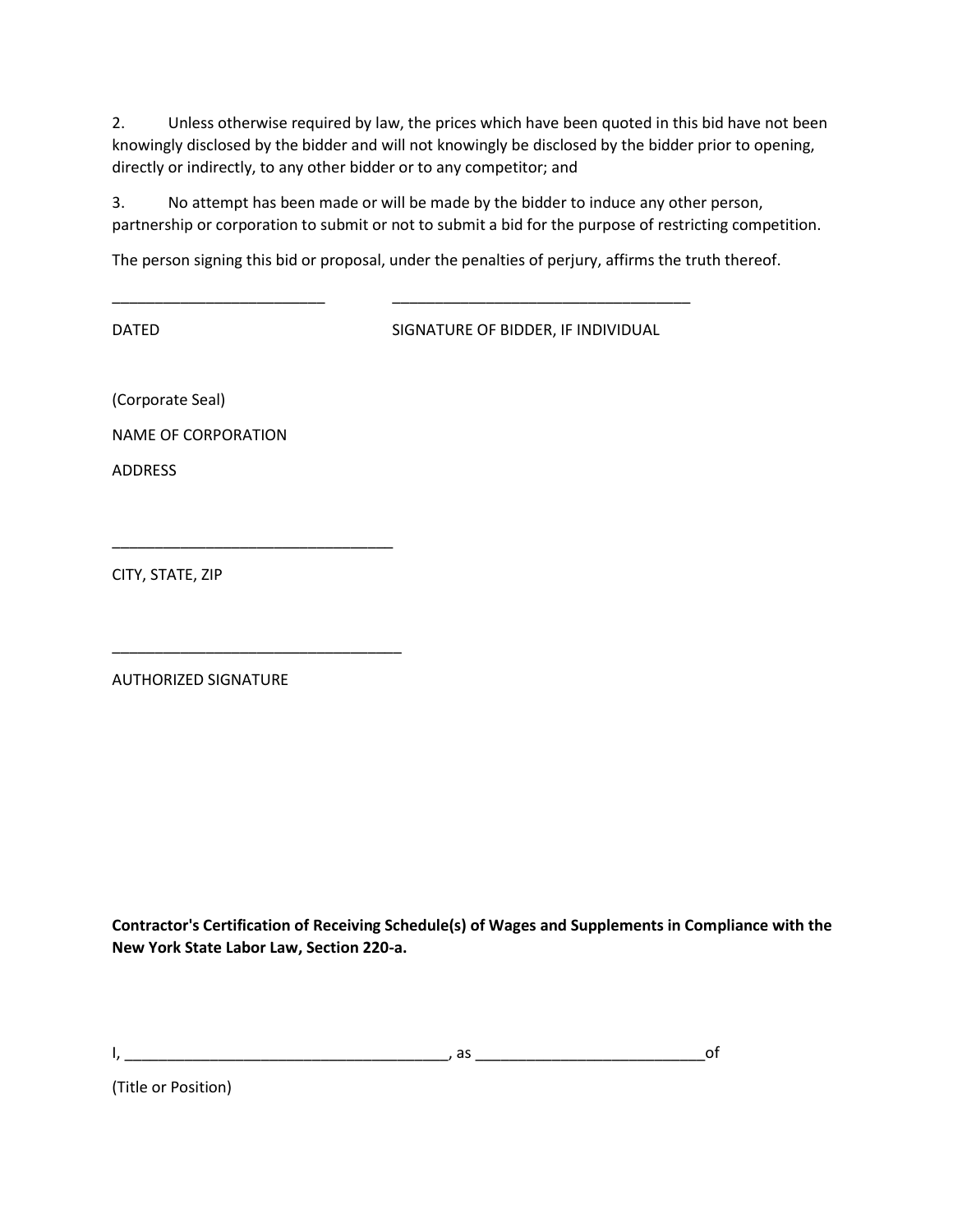2. Unless otherwise required by law, the prices which have been quoted in this bid have not been knowingly disclosed by the bidder and will not knowingly be disclosed by the bidder prior to opening, directly or indirectly, to any other bidder or to any competitor; and

3. No attempt has been made or will be made by the bidder to induce any other person, partnership or corporation to submit or not to submit a bid for the purpose of restricting competition.

The person signing this bid or proposal, under the penalties of perjury, affirms the truth thereof.

_________________________ &nbsp;&nbsp;&nbsp;&nbsp;&nbsp;&nbsp;&nbsp;&nbsp; ___________________________________

DATED &nbsp;&nbsp;&nbsp;&nbsp;&nbsp;&nbsp;&nbsp;&nbsp;&nbsp;&nbsp;&nbsp;&nbsp;&nbsp;&nbsp;&nbsp;&nbsp;&nbsp;&nbsp;&nbsp;&nbsp;&nbsp;&nbsp;&nbsp;&nbsp;&nbsp;&nbsp;&nbsp;&nbsp;&nbsp;&nbsp; SIGNATURE OF BIDDER, IF INDIVIDUAL

(Corporate Seal)

NAME OF CORPORATION

ADDRESS

_________________________________

CITY, STATE, ZIP

__________________________________

AUTHORIZED SIGNATURE

**Contractor's Certification of Receiving Schedule(s) of Wages and Supplements in Compliance with the New York State Labor Law, Section 220-a.**

I, ______________________________________, as ___________________________of

(Title or Position)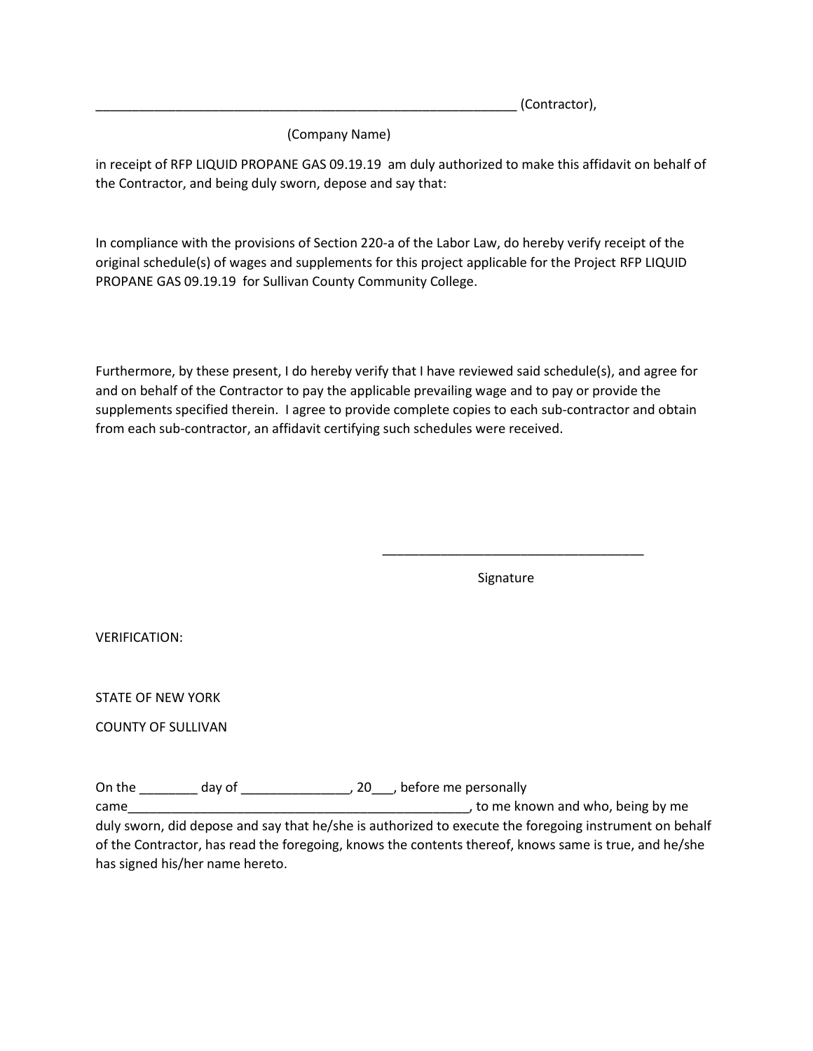_____________________________________________________________ (Contractor),

(Company Name)

in receipt of RFP LIQUID PROPANE GAS 09.19.19 am duly authorized to make this affidavit on behalf of the Contractor, and being duly sworn, depose and say that:

In compliance with the provisions of Section 220-a of the Labor Law, do hereby verify receipt of the original schedule(s) of wages and supplements for this project applicable for the Project RFP LIQUID PROPANE GAS 09.19.19 for Sullivan County Community College.

Furthermore, by these present, I do hereby verify that I have reviewed said schedule(s), and agree for and on behalf of the Contractor to pay the applicable prevailing wage and to pay or provide the supplements specified therein. I agree to provide complete copies to each sub-contractor and obtain from each sub-contractor, an affidavit certifying such schedules were received.

_____________________________________

Signature

VERIFICATION:

STATE OF NEW YORK

COUNTY OF SULLIVAN

On the ________ day of _______________, 20___, before me personally came__________________________________________________, to me known and who, being by me duly sworn, did depose and say that he/she is authorized to execute the foregoing instrument on behalf of the Contractor, has read the foregoing, knows the contents thereof, knows same is true, and he/she has signed his/her name hereto.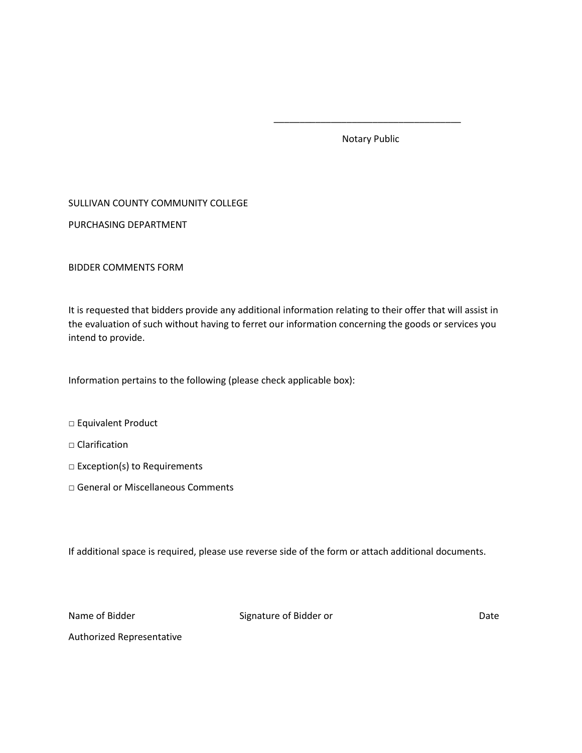\_\_\_\_\_\_\_\_\_\_\_\_\_\_\_\_\_\_\_\_\_\_\_\_\_\_\_\_\_\_\_\_\_\_\_\_

Notary Public

SULLIVAN COUNTY COMMUNITY COLLEGE

PURCHASING DEPARTMENT

BIDDER COMMENTS FORM

It is requested that bidders provide any additional information relating to their offer that will assist in the evaluation of such without having to ferret our information concerning the goods or services you intend to provide.

Information pertains to the following (please check applicable box):

□ Equivalent Product

□ Clarification

□ Exception(s) to Requirements

□ General or Miscellaneous Comments

If additional space is required, please use reverse side of the form or attach additional documents.

Name of Bidder          Signature of Bidder or          Date

Authorized Representative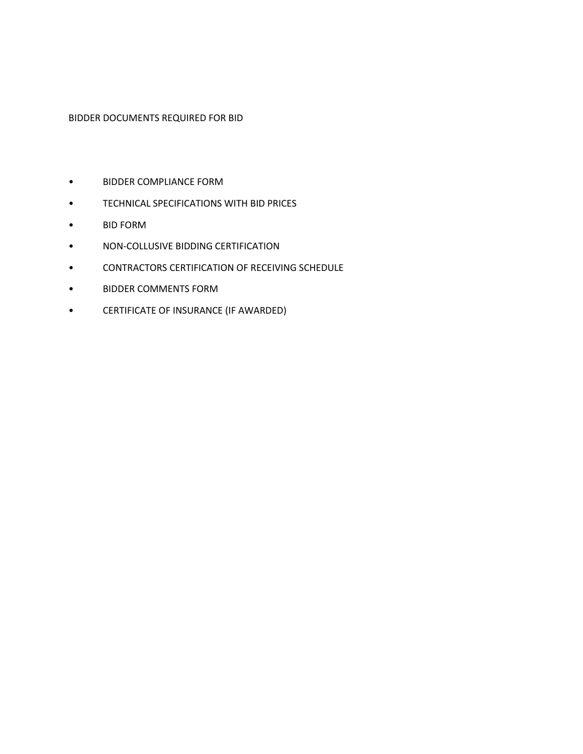BIDDER DOCUMENTS REQUIRED FOR BID

- BIDDER COMPLIANCE FORM
- TECHNICAL SPECIFICATIONS WITH BID PRICES
- BID FORM
- NON-COLLUSIVE BIDDING CERTIFICATION
- CONTRACTORS CERTIFICATION OF RECEIVING SCHEDULE
- BIDDER COMMENTS FORM
- CERTIFICATE OF INSURANCE (IF AWARDED)